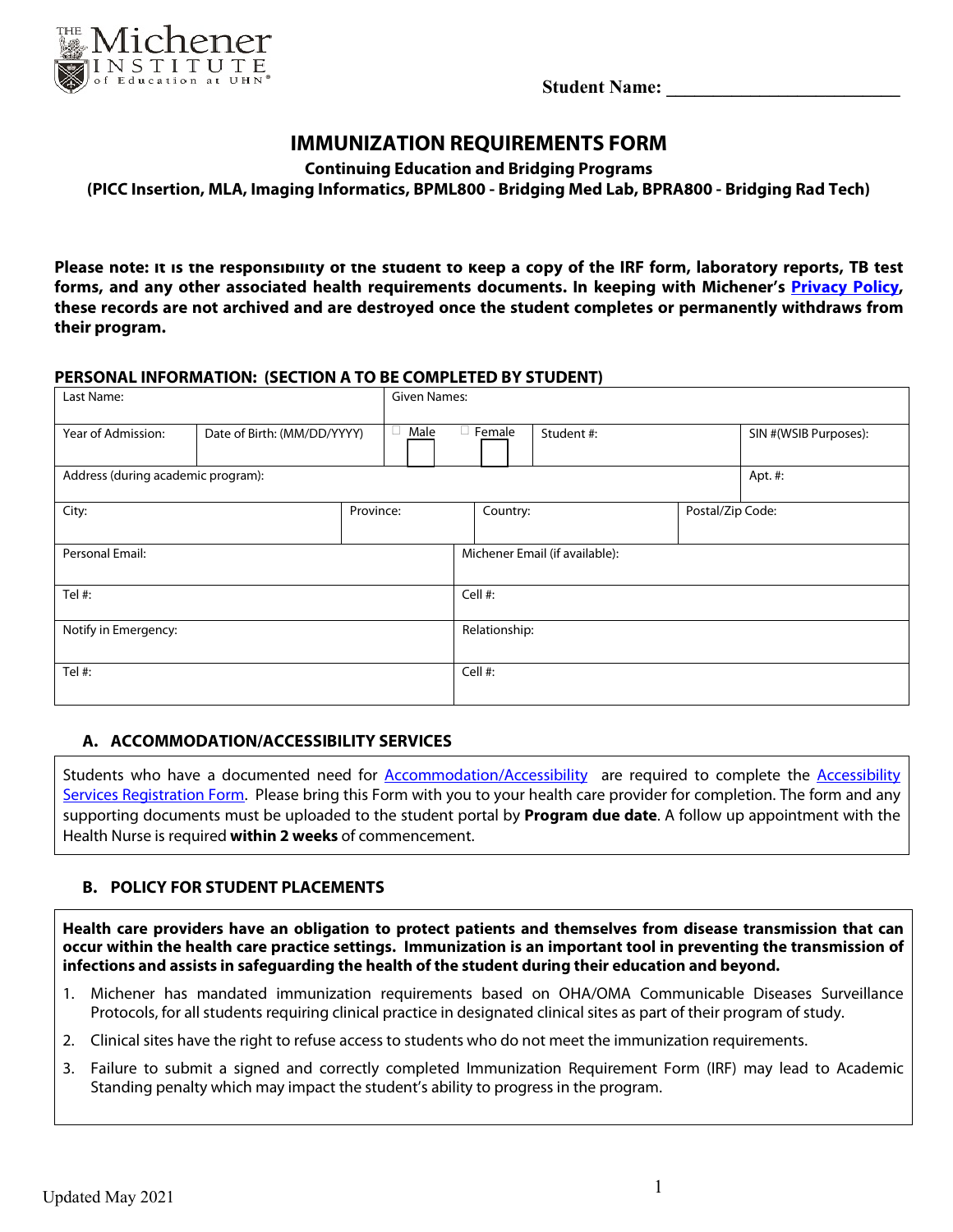Student Name: ___________________________

# IMMUNIZATION REQUIREMENTS FORM

**Continuing Education and Bridging Programs**

**(PICC Insertion, MLA, Imaging Informatics, BPML800 - Bridging Med Lab, BPRA800 - Bridging Rad Tech)**

**Please note: It is the responsibility of the student to keep a copy of the IRF form, laboratory reports, TB test forms, and any other associated health requirements documents. In keeping with Michener's Privacy Policy, these records are not archived and are destroyed once the student completes or permanently withdraws from their program.**

### PERSONAL INFORMATION: (SECTION A TO BE COMPLETED BY STUDENT)

| Last Name: | | Given Names: | | | |
|---|---|---|---|---|---|
| Year of Admission: | Date of Birth: (MM/DD/YYYY) | ☐ Male | ☐ Female | Student #: | SIN #(WSIB Purposes): |
| Address (during academic program): | | | | | Apt. #: |
| City: | Province: | Country: | | Postal/Zip Code: | |
| Personal Email: | | Michener Email (if available): | | | |
| Tel #: | | Cell #: | | | |
| Notify in Emergency: | | Relationship: | | | |
| Tel #: | | Cell #: | | | |

### A. ACCOMMODATION/ACCESSIBILITY SERVICES

Students who have a documented need for Accommodation/Accessibility are required to complete the Accessibility Services Registration Form. Please bring this Form with you to your health care provider for completion. The form and any supporting documents must be uploaded to the student portal by **Program due date**. A follow up appointment with the Health Nurse is required **within 2 weeks** of commencement.

### B. POLICY FOR STUDENT PLACEMENTS

**Health care providers have an obligation to protect patients and themselves from disease transmission that can occur within the health care practice settings. Immunization is an important tool in preventing the transmission of infections and assists in safeguarding the health of the student during their education and beyond.**

1. Michener has mandated immunization requirements based on OHA/OMA Communicable Diseases Surveillance Protocols, for all students requiring clinical practice in designated clinical sites as part of their program of study.
2. Clinical sites have the right to refuse access to students who do not meet the immunization requirements.
3. Failure to submit a signed and correctly completed Immunization Requirement Form (IRF) may lead to Academic Standing penalty which may impact the student's ability to progress in the program.

Updated May 2021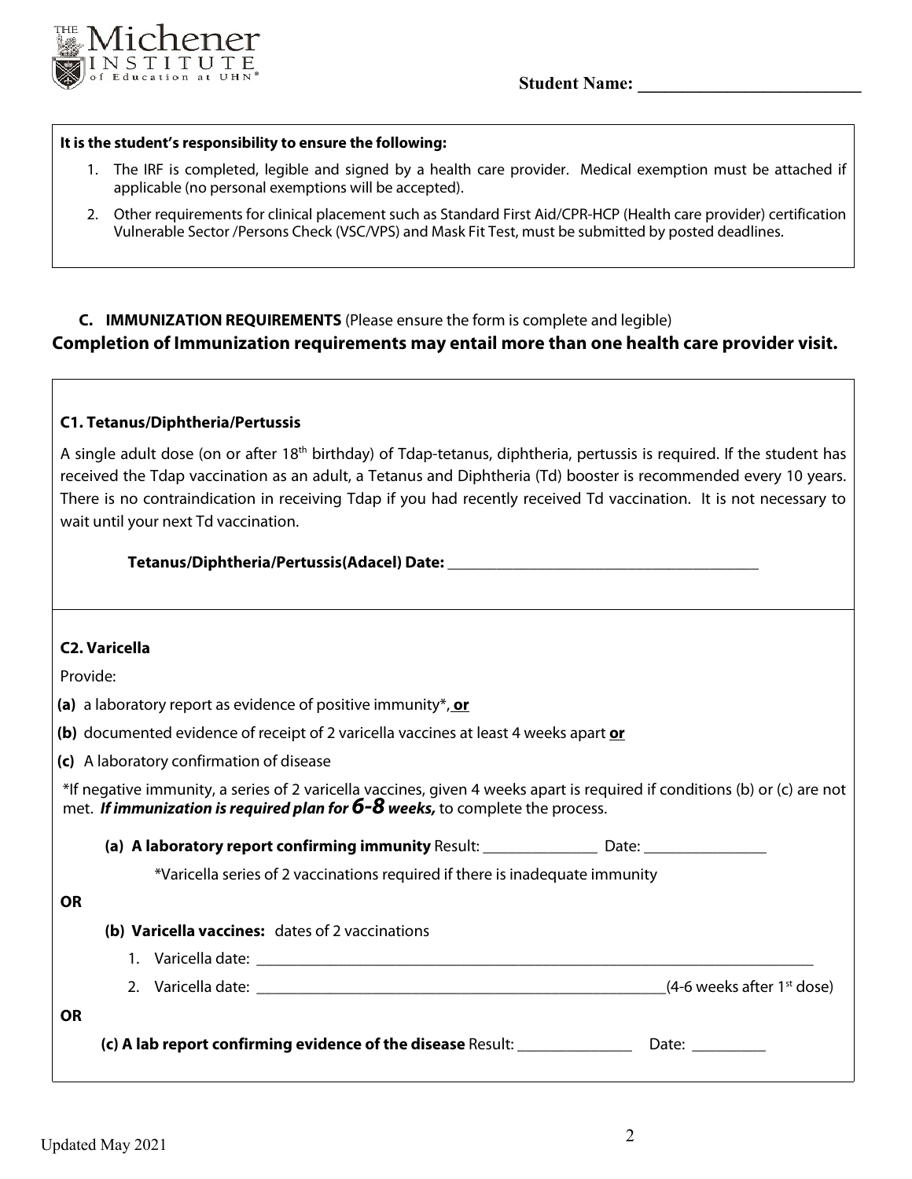Student Name: __________________________

**It is the student's responsibility to ensure the following:**

1. The IRF is completed, legible and signed by a health care provider. Medical exemption must be attached if applicable (no personal exemptions will be accepted).
2. Other requirements for clinical placement such as Standard First Aid/CPR-HCP (Health care provider) certification Vulnerable Sector /Persons Check (VSC/VPS) and Mask Fit Test, must be submitted by posted deadlines.

## C. IMMUNIZATION REQUIREMENTS (Please ensure the form is complete and legible)

**Completion of Immunization requirements may entail more than one health care provider visit.**

### C1. Tetanus/Diphtheria/Pertussis

A single adult dose (on or after 18th birthday) of Tdap-tetanus, diphtheria, pertussis is required. If the student has received the Tdap vaccination as an adult, a Tetanus and Diphtheria (Td) booster is recommended every 10 years. There is no contraindication in receiving Tdap if you had recently received Td vaccination. It is not necessary to wait until your next Td vaccination.

**Tetanus/Diphtheria/Pertussis(Adacel) Date:** ________________________________________

### C2. Varicella

Provide:

**(a)** a laboratory report as evidence of positive immunity*, **or**

**(b)** documented evidence of receipt of 2 varicella vaccines at least 4 weeks apart **or**

**(c)** A laboratory confirmation of disease

*If negative immunity, a series of 2 varicella vaccines, given 4 weeks apart is required if conditions (b) or (c) are not met. ***If immunization is required plan for 6-8 weeks,*** to complete the process.

**(a) A laboratory report confirming immunity** Result: _______________ Date: ________________

*Varicella series of 2 vaccinations required if there is inadequate immunity

**OR**

**(b) Varicella vaccines:** dates of 2 vaccinations

1. Varicella date: ________________________________________________________________________
2. Varicella date: _____________________________________________________(4-6 weeks after 1st dose)

**OR**

**(c) A lab report confirming evidence of the disease** Result: _______________ Date: __________

Updated May 2021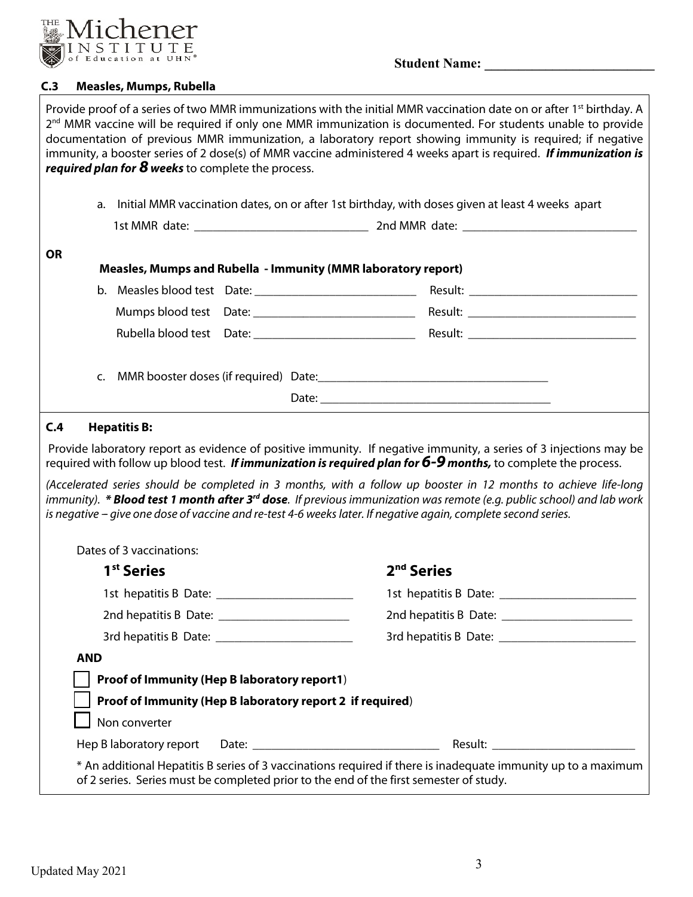Student Name: ___________________________

### C.3 Measles, Mumps, Rubella

Provide proof of a series of two MMR immunizations with the initial MMR vaccination date on or after 1st birthday. A 2nd MMR vaccine will be required if only one MMR immunization is documented. For students unable to provide documentation of previous MMR immunization, a laboratory report showing immunity is required; if negative immunity, a booster series of 2 dose(s) of MMR vaccine administered 4 weeks apart is required. ***If immunization is required plan for 8 weeks*** to complete the process.

a. Initial MMR vaccination dates, on or after 1st birthday, with doses given at least 4 weeks apart

1st MMR date: ______________________________ 2nd MMR date: ______________________________

**OR**

**Measles, Mumps and Rubella - Immunity (MMR laboratory report)**

b. Measles blood test Date: ____________________________ Result: ____________________________

Mumps blood test Date: ____________________________ Result: ____________________________

Rubella blood test Date: ____________________________ Result: ____________________________

c. MMR booster doses (if required) Date: ________________________________________

Date: ________________________________________

### C.4 Hepatitis B:

Provide laboratory report as evidence of positive immunity. If negative immunity, a series of 3 injections may be required with follow up blood test. ***If immunization is required plan for 6-9 months,*** to complete the process.

*(Accelerated series should be completed in 3 months, with a follow up booster in 12 months to achieve life-long immunity).* ***\* Blood test 1 month after 3rd dose****. If previous immunization was remote (e.g. public school) and lab work is negative – give one dose of vaccine and re-test 4-6 weeks later. If negative again, complete second series.*

Dates of 3 vaccinations:

| **1st Series** | **2nd Series** |
|---|---|
| 1st hepatitis B Date: ________________________ | 1st hepatitis B Date: ________________________ |
| 2nd hepatitis B Date: ________________________ | 2nd hepatitis B Date: ________________________ |
| 3rd hepatitis B Date: ________________________ | 3rd hepatitis B Date: ________________________ |

**AND**

- ☐ **Proof of Immunity (Hep B laboratory report1)**
- ☐ **Proof of Immunity (Hep B laboratory report 2 if required)**
- ☐ Non converter

Hep B laboratory report Date: ________________________________ Result: __________________________

\* An additional Hepatitis B series of 3 vaccinations required if there is inadequate immunity up to a maximum of 2 series. Series must be completed prior to the end of the first semester of study.

Updated May 2021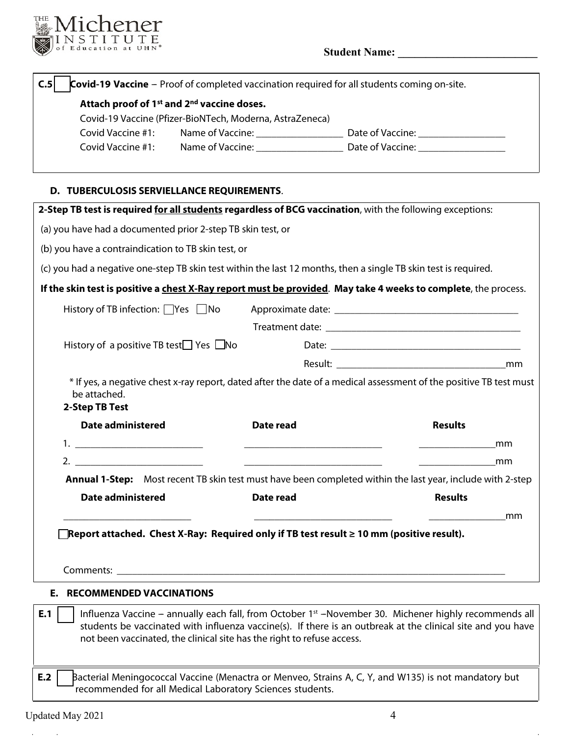Student Name: ___________________________

**C.5** ☐ **Covid-19 Vaccine** – Proof of completed vaccination required for all students coming on-site.

**Attach proof of 1st and 2nd vaccine doses.**

Covid-19 Vaccine (Pfizer-BioNTech, Moderna, AstraZeneca)

Covid Vaccine #1: Name of Vaccine: _________________ Date of Vaccine: _________________

Covid Vaccine #1: Name of Vaccine: _________________ Date of Vaccine: _________________

## D. TUBERCULOSIS SERVIELLANCE REQUIREMENTS.

**2-Step TB test is required <u>for all students</u> regardless of BCG vaccination**, with the following exceptions:

(a) you have had a documented prior 2-step TB skin test, or

(b) you have a contraindication to TB skin test, or

(c) you had a negative one-step TB skin test within the last 12 months, then a single TB skin test is required.

**If the skin test is positive a <u>chest X-Ray report must be provided</u>. May take 4 weeks to complete**, the process.

History of TB infection: ☐Yes ☐No Approximate date: ___________________________________

Treatment date: ___________________________________

History of a positive TB test ☐ Yes ☐No Date: ___________________________________

Result: ________________________________mm

\* If yes, a negative chest x-ray report, dated after the date of a medical assessment of the positive TB test must be attached.

**2-Step TB Test**

| **Date administered** | **Date read** | **Results** |
| --- | --- | --- |
| 1. ________________________ | ___________________________ | ______________mm |
| 2. ________________________ | ___________________________ | ______________mm |

**Annual 1-Step:** Most recent TB skin test must have been completed within the last year, include with 2-step

| **Date administered** | **Date read** | **Results** |
| --- | --- | --- |
| ________________________ | ___________________________ | ______________mm |

☐**Report attached. Chest X-Ray: Required only if TB test result ≥ 10 mm (positive result).**

Comments: _____________________________________________________________________________

## E. RECOMMENDED VACCINATIONS

**E.1** ☐ Influenza Vaccine – annually each fall, from October 1st –November 30. Michener highly recommends all students be vaccinated with influenza vaccine(s). If there is an outbreak at the clinical site and you have not been vaccinated, the clinical site has the right to refuse access.

**E.2** ☐ Bacterial Meningococcal Vaccine (Menactra or Menveo, Strains A, C, Y, and W135) is not mandatory but recommended for all Medical Laboratory Sciences students.

Updated May 2021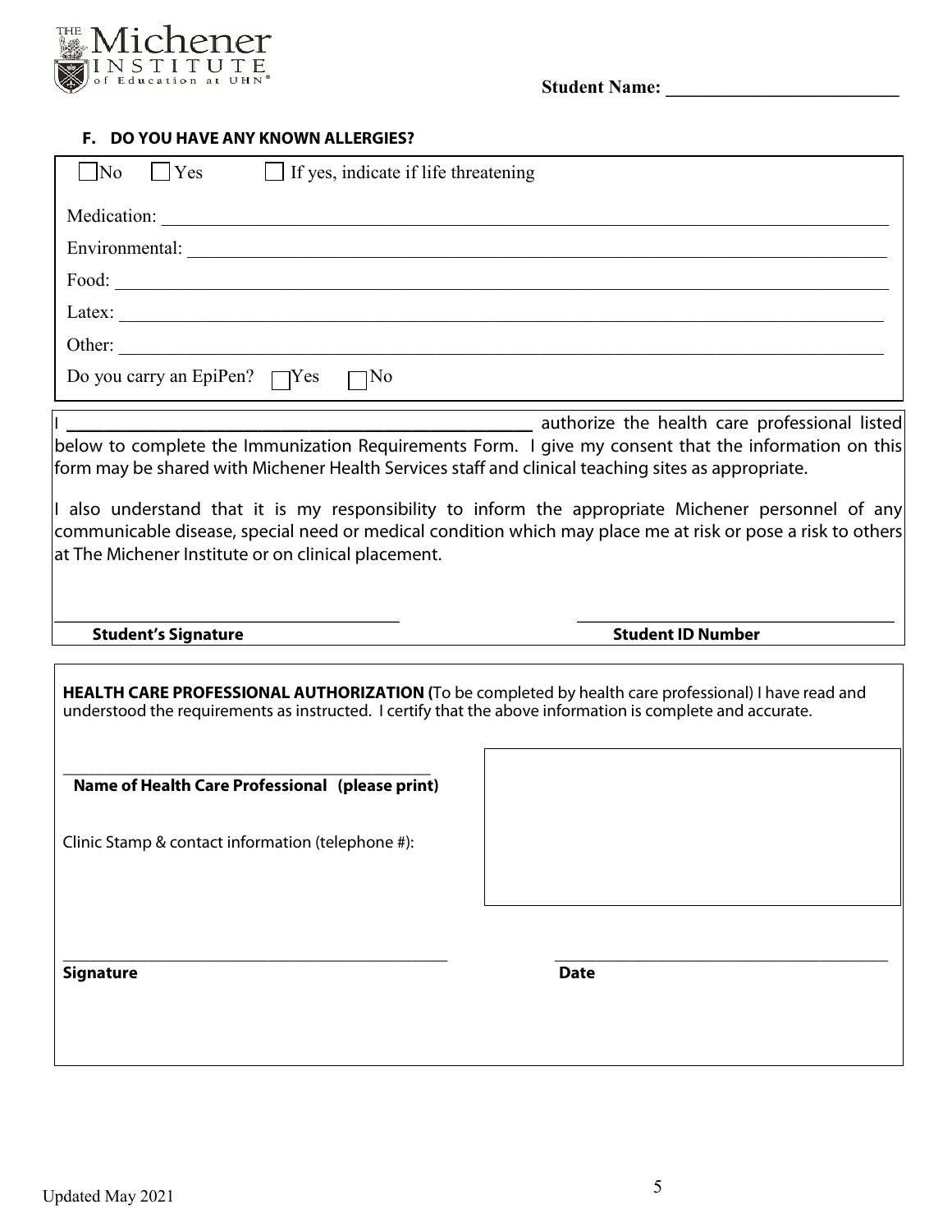Student Name: ___________________________

### F. DO YOU HAVE ANY KNOWN ALLERGIES?

☐ No ☐ Yes ☐ If yes, indicate if life threatening

Medication: ______________________________________________

Environmental: ______________________________________________

Food: ______________________________________________

Latex: ______________________________________________

Other: ______________________________________________

Do you carry an EpiPen? ☐ Yes ☐ No

I ______________________________________ authorize the health care professional listed below to complete the Immunization Requirements Form. I give my consent that the information on this form may be shared with Michener Health Services staff and clinical teaching sites as appropriate.

I also understand that it is my responsibility to inform the appropriate Michener personnel of any communicable disease, special need or medical condition which may place me at risk or pose a risk to others at The Michener Institute or on clinical placement.

______________________________ ______________________________

**Student's Signature** **Student ID Number**

**HEALTH CARE PROFESSIONAL AUTHORIZATION (**To be completed by health care professional) I have read and understood the requirements as instructed. I certify that the above information is complete and accurate.

______________________________

**Name of Health Care Professional (please print)**

Clinic Stamp & contact information (telephone #):

______________________________ ______________________________

**Signature** **Date**

Updated May 2021